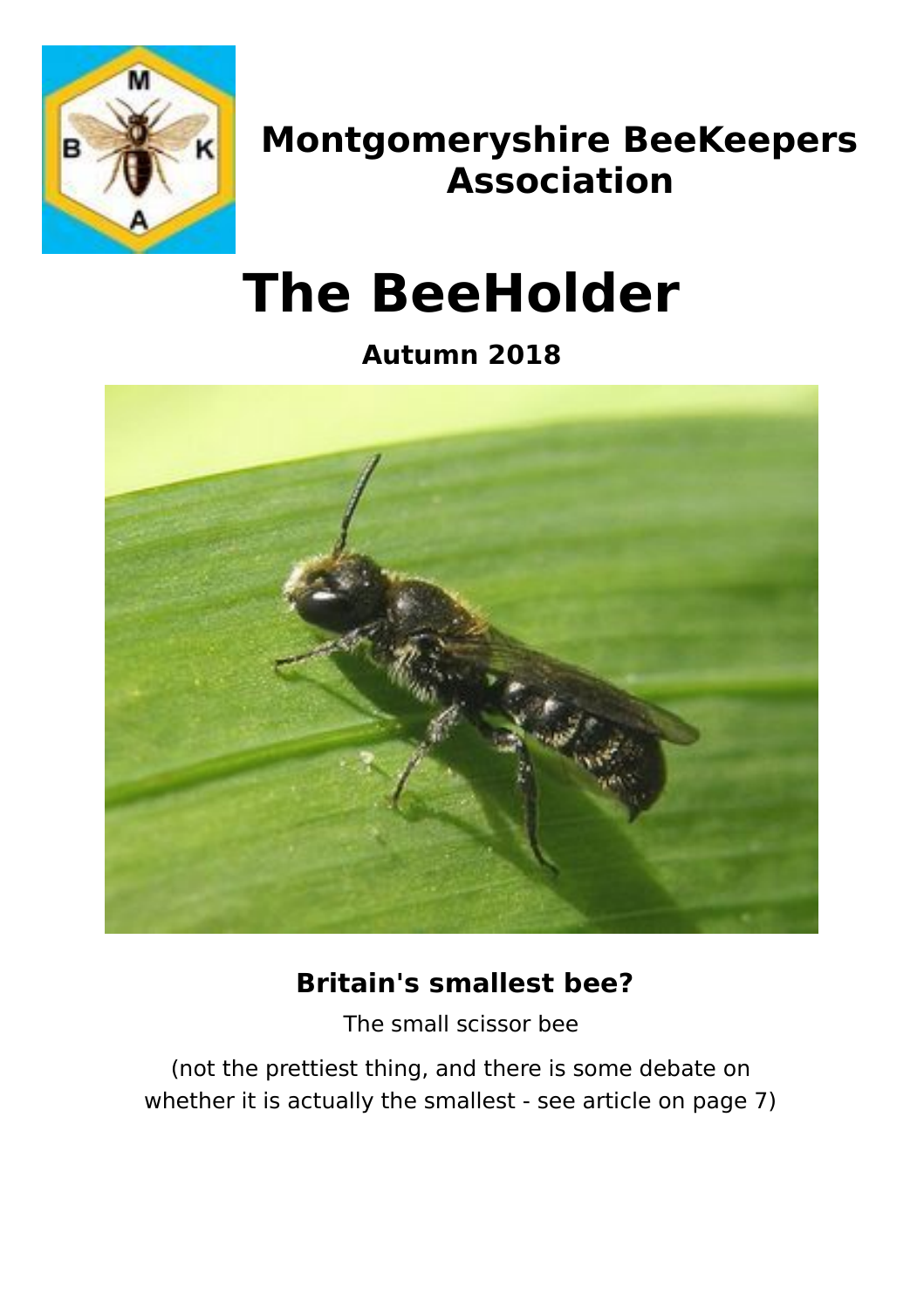# Montgomeryshire BeeKeepers Association

# The BeeHolder

**Autumn 2018**

**Britain's smallest bee?**

The small scissor bee

(not the prettiest thing, and there is some debate on whether it is actually the smallest - see article on page 7)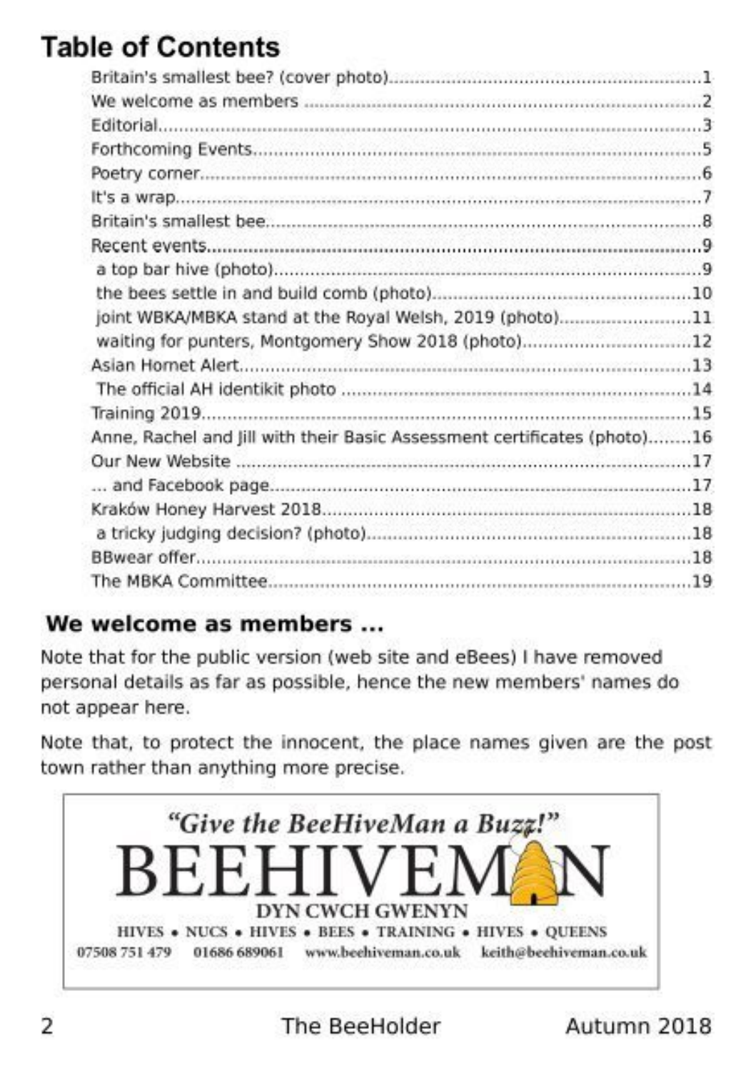## Table of Contents

- Britain's smallest bee? (cover photo)....1
- We welcome as members ....2
- Editorial....3
- Forthcoming Events....5
- Poetry corner....6
- It's a wrap....7
- Britain's smallest bee....8
- Recent events....9
  - a top bar hive (photo)....9
  - the bees settle in and build comb (photo)....10
  - joint WBKA/MBKA stand at the Royal Welsh, 2019 (photo)....11
  - waiting for punters, Montgomery Show 2018 (photo)....12
- Asian Hornet Alert....13
  - The official AH identikit photo ....14
- Training 2019....15
- Anne, Rachel and Jill with their Basic Assessment certificates (photo)....16
- Our New Website ....17
- ... and Facebook page....17
- Kraków Honey Harvest 2018....18
  - a tricky judging decision? (photo)....18
- BBwear offer....18
- The MBKA Committee....19

## We welcome as members ...

Note that for the public version (web site and eBees) I have removed personal details as far as possible, hence the new members' names do not appear here.

Note that, to protect the innocent, the place names given are the post town rather than anything more precise.

*"Give the BeeHiveMan a Buzz!"*

**BEEHIVEMAN**

DYN CWCH GWENYN

HIVES • NUCS • HIVES • BEES • TRAINING • HIVES • QUEENS

07508 751 479 01686 689061 www.beehiveman.co.uk keith@beehiveman.co.uk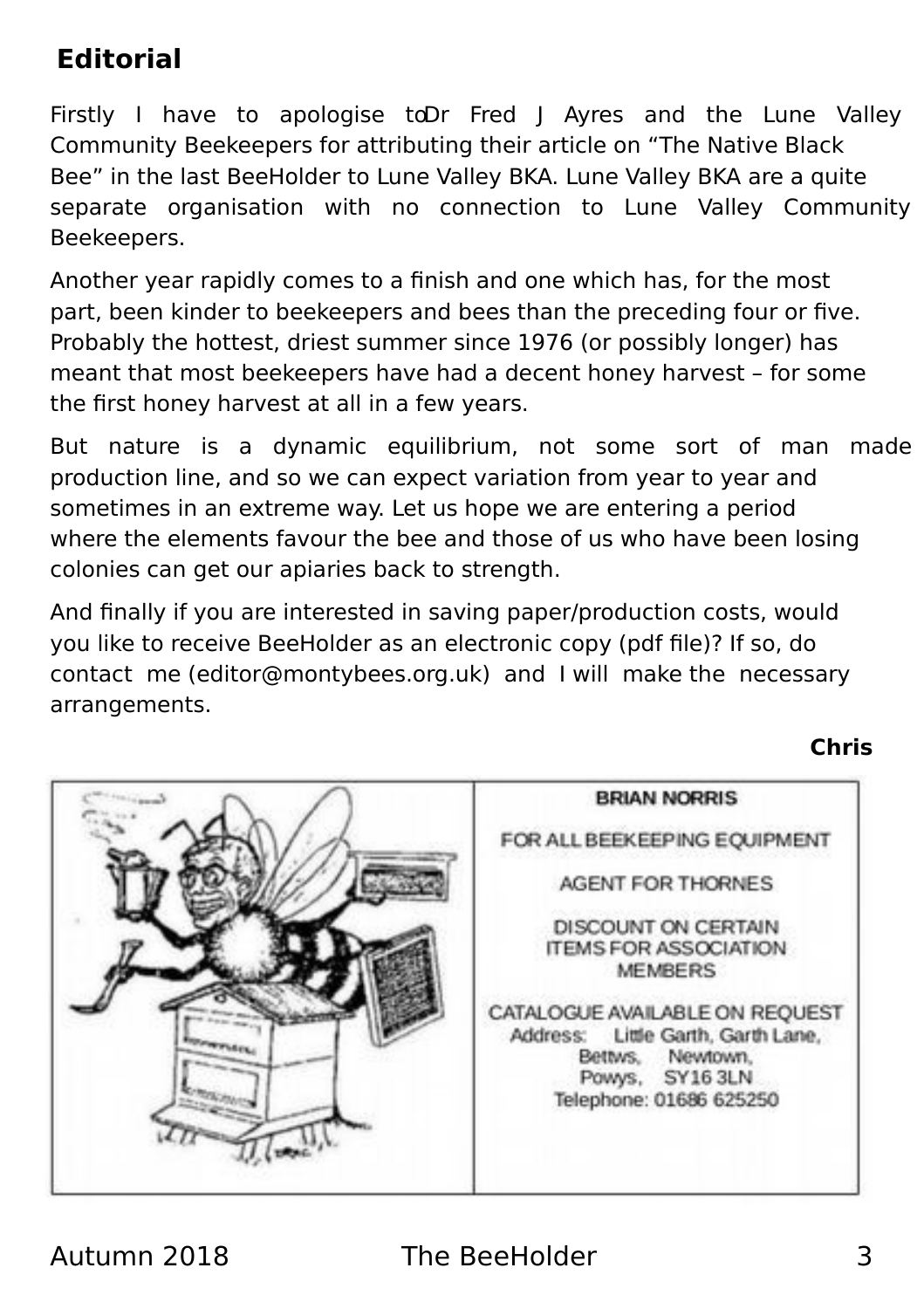## Editorial

Firstly I have to apologise to Dr Fred J Ayres and the Lune Valley Community Beekeepers for attributing their article on "The Native Black Bee" in the last BeeHolder to Lune Valley BKA. Lune Valley BKA are a quite separate organisation with no connection to Lune Valley Community Beekeepers.

Another year rapidly comes to a finish and one which has, for the most part, been kinder to beekeepers and bees than the preceding four or five. Probably the hottest, driest summer since 1976 (or possibly longer) has meant that most beekeepers have had a decent honey harvest – for some the first honey harvest at all in a few years.

But nature is a dynamic equilibrium, not some sort of man made production line, and so we can expect variation from year to year and sometimes in an extreme way. Let us hope we are entering a period where the elements favour the bee and those of us who have been losing colonies can get our apiaries back to strength.

And finally if you are interested in saving paper/production costs, would you like to receive BeeHolder as an electronic copy (pdf file)? If so, do contact me (editor@montybees.org.uk) and I will make the necessary arrangements.

**Chris**

**BRIAN NORRIS**

FOR ALL BEEKEEPING EQUIPMENT

AGENT FOR THORNES

DISCOUNT ON CERTAIN ITEMS FOR ASSOCIATION MEMBERS

CATALOGUE AVAILABLE ON REQUEST

Address: Little Garth, Garth Lane, Bettws, Newtown, Powys, SY16 3LN

Telephone: 01686 625250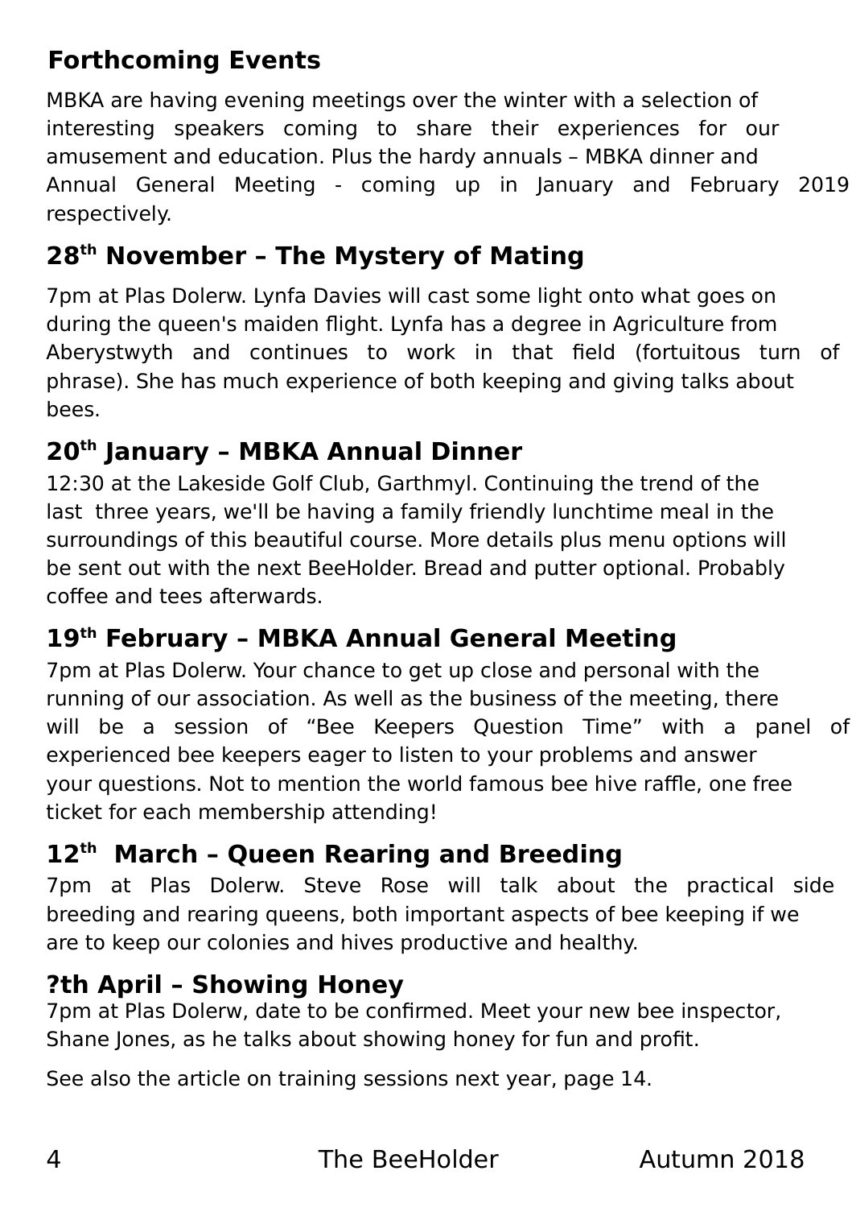## Forthcoming Events

MBKA are having evening meetings over the winter with a selection of interesting speakers coming to share their experiences for our amusement and education. Plus the hardy annuals – MBKA dinner and Annual General Meeting - coming up in January and February 2019 respectively.

### 28th November – The Mystery of Mating

7pm at Plas Dolerw. Lynfa Davies will cast some light onto what goes on during the queen's maiden flight. Lynfa has a degree in Agriculture from Aberystwyth and continues to work in that field (fortuitous turn of phrase). She has much experience of both keeping and giving talks about bees.

### 20th January – MBKA Annual Dinner

12:30 at the Lakeside Golf Club, Garthmyl. Continuing the trend of the last three years, we'll be having a family friendly lunchtime meal in the surroundings of this beautiful course. More details plus menu options will be sent out with the next BeeHolder. Bread and putter optional. Probably coffee and tees afterwards.

### 19th February – MBKA Annual General Meeting

7pm at Plas Dolerw. Your chance to get up close and personal with the running of our association. As well as the business of the meeting, there will be a session of "Bee Keepers Question Time" with a panel of experienced bee keepers eager to listen to your problems and answer your questions. Not to mention the world famous bee hive raffle, one free ticket for each membership attending!

### 12th March – Queen Rearing and Breeding

7pm at Plas Dolerw. Steve Rose will talk about the practical side breeding and rearing queens, both important aspects of bee keeping if we are to keep our colonies and hives productive and healthy.

### ?th April – Showing Honey

7pm at Plas Dolerw, date to be confirmed. Meet your new bee inspector, Shane Jones, as he talks about showing honey for fun and profit.

See also the article on training sessions next year, page 14.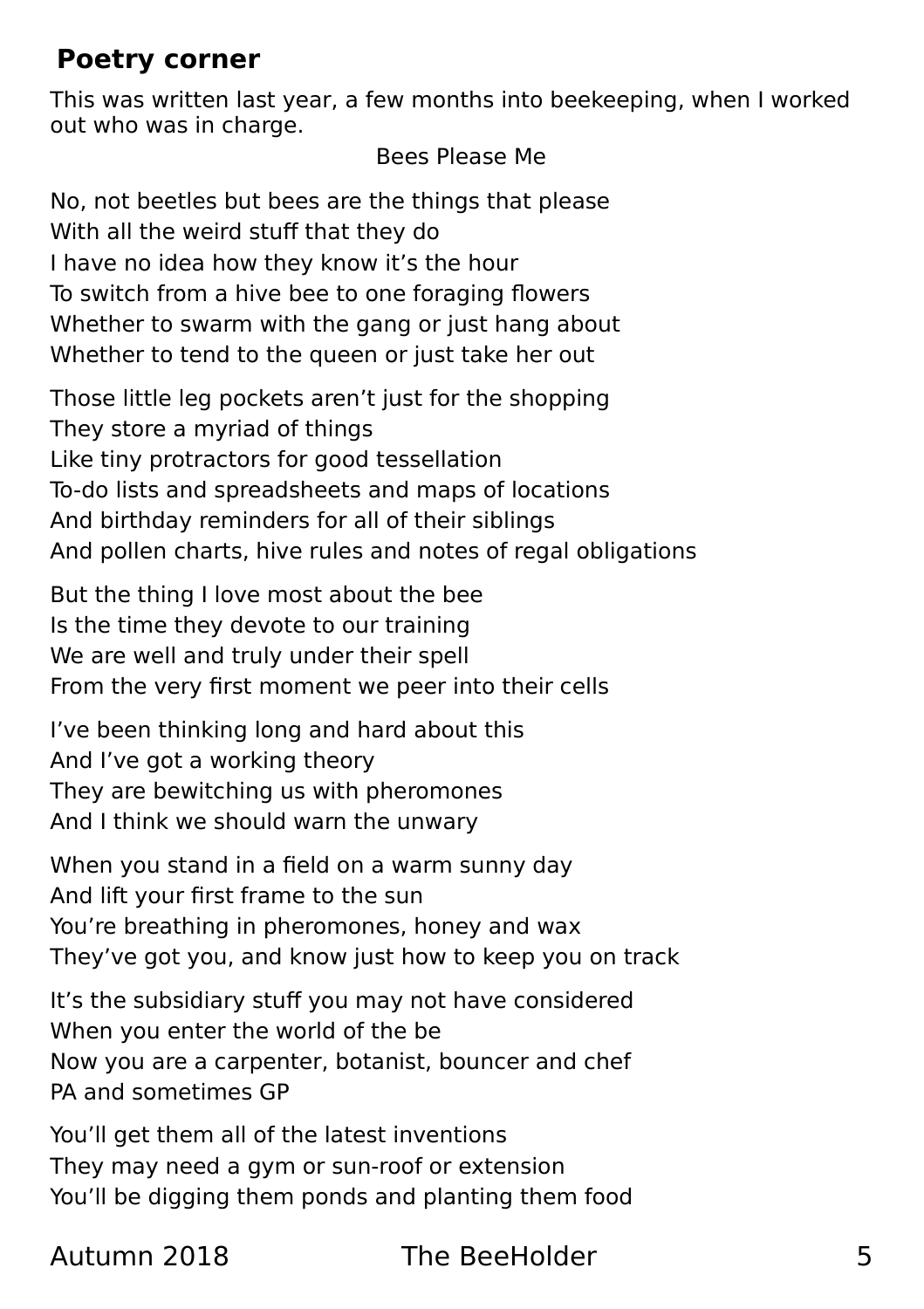## Poetry corner

This was written last year, a few months into beekeeping, when I worked out who was in charge.

Bees Please Me

No, not beetles but bees are the things that please
With all the weird stuff that they do
I have no idea how they know it's the hour
To switch from a hive bee to one foraging flowers
Whether to swarm with the gang or just hang about
Whether to tend to the queen or just take her out

Those little leg pockets aren't just for the shopping
They store a myriad of things
Like tiny protractors for good tessellation
To-do lists and spreadsheets and maps of locations
And birthday reminders for all of their siblings
And pollen charts, hive rules and notes of regal obligations

But the thing I love most about the bee
Is the time they devote to our training
We are well and truly under their spell
From the very first moment we peer into their cells

I've been thinking long and hard about this
And I've got a working theory
They are bewitching us with pheromones
And I think we should warn the unwary

When you stand in a field on a warm sunny day
And lift your first frame to the sun
You're breathing in pheromones, honey and wax
They've got you, and know just how to keep you on track

It's the subsidiary stuff you may not have considered
When you enter the world of the be
Now you are a carpenter, botanist, bouncer and chef
PA and sometimes GP

You'll get them all of the latest inventions
They may need a gym or sun-roof or extension
You'll be digging them ponds and planting them food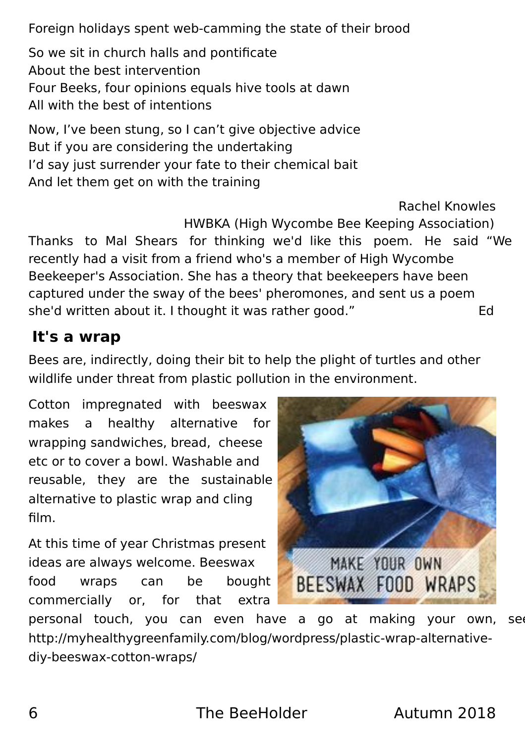Foreign holidays spent web-camming the state of their brood

So we sit in church halls and pontificate
About the best intervention
Four Beeks, four opinions equals hive tools at dawn
All with the best of intentions

Now, I've been stung, so I can't give objective advice
But if you are considering the undertaking
I'd say just surrender your fate to their chemical bait
And let them get on with the training

Rachel Knowles
HWBKA (High Wycombe Bee Keeping Association)

Thanks to Mal Shears for thinking we'd like this poem. He said "We recently had a visit from a friend who's a member of High Wycombe Beekeeper's Association. She has a theory that beekeepers have been captured under the sway of the bees' pheromones, and sent us a poem she'd written about it. I thought it was rather good." Ed

## It's a wrap

Bees are, indirectly, doing their bit to help the plight of turtles and other wildlife under threat from plastic pollution in the environment.

Cotton impregnated with beeswax makes a healthy alternative for wrapping sandwiches, bread, cheese etc or to cover a bowl. Washable and reusable, they are the sustainable alternative to plastic wrap and cling film.

At this time of year Christmas present ideas are always welcome. Beeswax food wraps can be bought commercially or, for that extra personal touch, you can even have a go at making your own, see http://myhealthygreenfamily.com/blog/wordpress/plastic-wrap-alternative-diy-beeswax-cotton-wraps/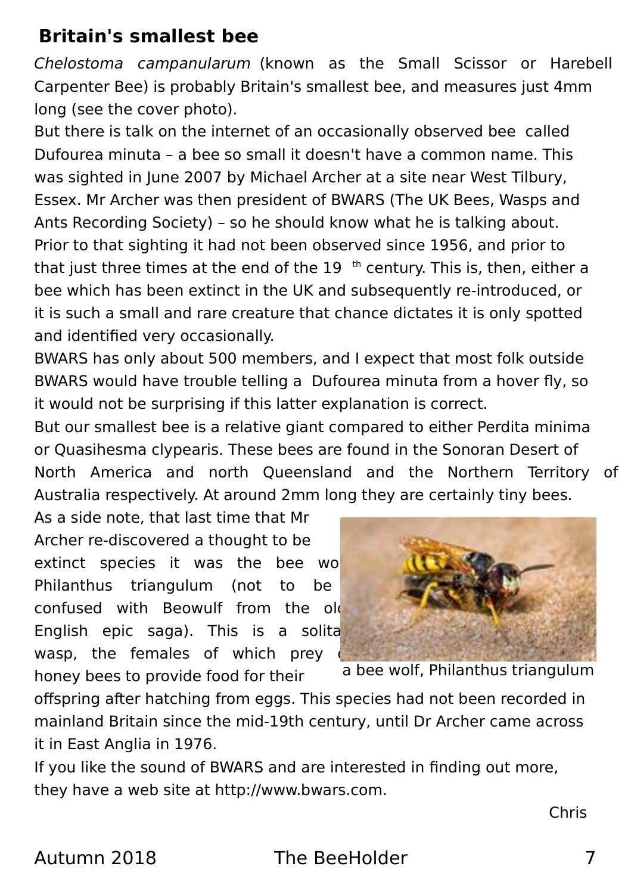## Britain's smallest bee

*Chelostoma campanularum* (known as the Small Scissor or Harebell Carpenter Bee) is probably Britain's smallest bee, and measures just 4mm long (see the cover photo).

But there is talk on the internet of an occasionally observed bee called Dufourea minuta – a bee so small it doesn't have a common name. This was sighted in June 2007 by Michael Archer at a site near West Tilbury, Essex. Mr Archer was then president of BWARS (The UK Bees, Wasps and Ants Recording Society) – so he should know what he is talking about. Prior to that sighting it had not been observed since 1956, and prior to that just three times at the end of the 19th century. This is, then, either a bee which has been extinct in the UK and subsequently re-introduced, or it is such a small and rare creature that chance dictates it is only spotted and identified very occasionally.

BWARS has only about 500 members, and I expect that most folk outside BWARS would have trouble telling a Dufourea minuta from a hover fly, so it would not be surprising if this latter explanation is correct.

But our smallest bee is a relative giant compared to either Perdita minima or Quasihesma clypearis. These bees are found in the Sonoran Desert of North America and north Queensland and the Northern Territory of Australia respectively. At around 2mm long they are certainly tiny bees.

As a side note, that last time that Mr Archer re-discovered a thought to be extinct species it was the bee wolf Philanthus triangulum (not to be confused with Beowulf from the old English epic saga). This is a solitary wasp, the females of which prey on honey bees to provide food for their offspring after hatching from eggs. This species had not been recorded in mainland Britain since the mid-19th century, until Dr Archer came across it in East Anglia in 1976.

a bee wolf, Philanthus triangulum

If you like the sound of BWARS and are interested in finding out more, they have a web site at http://www.bwars.com.

Chris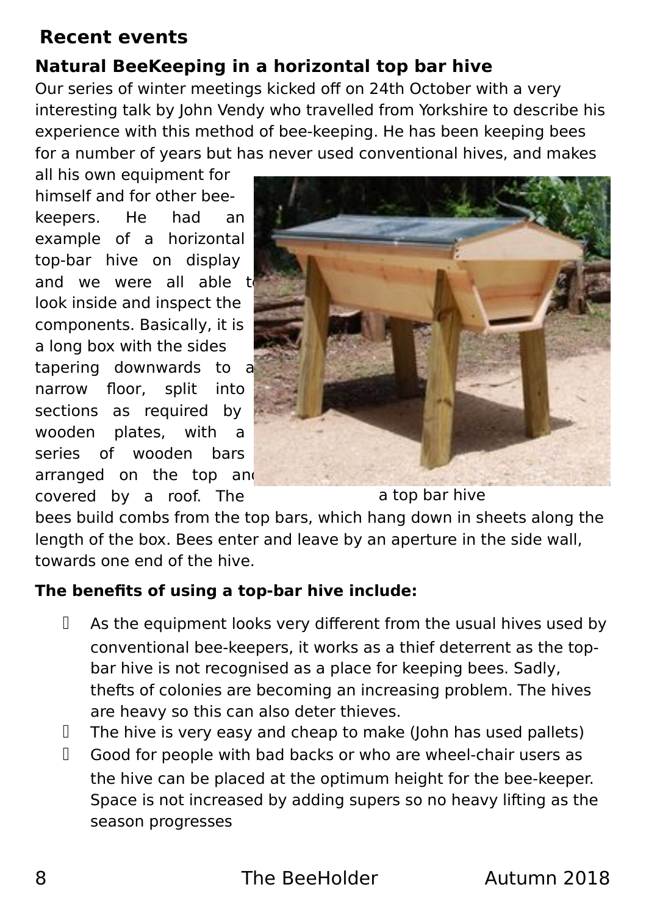## Recent events

### Natural BeeKeeping in a horizontal top bar hive

Our series of winter meetings kicked off on 24th October with a very interesting talk by John Vendy who travelled from Yorkshire to describe his experience with this method of bee-keeping. He has been keeping bees for a number of years but has never used conventional hives, and makes all his own equipment for himself and for other bee-keepers. He had an example of a horizontal top-bar hive on display and we were all able to look inside and inspect the components. Basically, it is a long box with the sides tapering downwards to a narrow floor, split into sections as required by wooden plates, with a series of wooden bars arranged on the top and covered by a roof. The bees build combs from the top bars, which hang down in sheets along the length of the box. Bees enter and leave by an aperture in the side wall, towards one end of the hive.

a top bar hive

**The benefits of using a top-bar hive include:**

- As the equipment looks very different from the usual hives used by conventional bee-keepers, it works as a thief deterrent as the top-bar hive is not recognised as a place for keeping bees. Sadly, thefts of colonies are becoming an increasing problem. The hives are heavy so this can also deter thieves.
- The hive is very easy and cheap to make (John has used pallets)
- Good for people with bad backs or who are wheel-chair users as the hive can be placed at the optimum height for the bee-keeper. Space is not increased by adding supers so no heavy lifting as the season progresses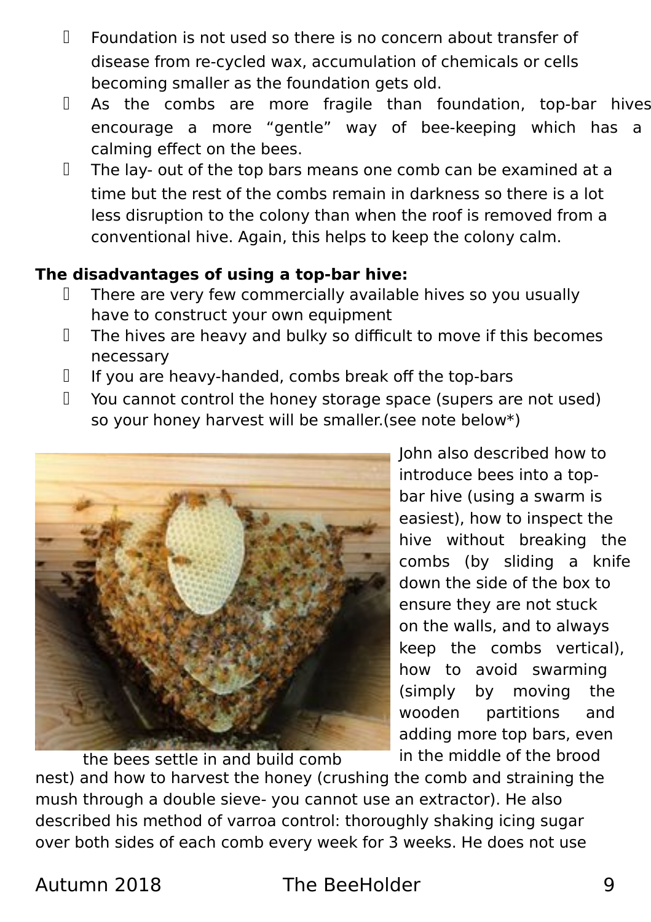- Foundation is not used so there is no concern about transfer of disease from re-cycled wax, accumulation of chemicals or cells becoming smaller as the foundation gets old.
- As the combs are more fragile than foundation, top-bar hives encourage a more “gentle” way of bee-keeping which has a calming effect on the bees.
- The lay- out of the top bars means one comb can be examined at a time but the rest of the combs remain in darkness so there is a lot less disruption to the colony than when the roof is removed from a conventional hive. Again, this helps to keep the colony calm.

**The disadvantages of using a top-bar hive:**

- There are very few commercially available hives so you usually have to construct your own equipment
- The hives are heavy and bulky so difficult to move if this becomes necessary
- If you are heavy-handed, combs break off the top-bars
- You cannot control the honey storage space (supers are not used) so your honey harvest will be smaller.(see note below*)

the bees settle in and build comb

John also described how to introduce bees into a top-bar hive (using a swarm is easiest), how to inspect the hive without breaking the combs (by sliding a knife down the side of the box to ensure they are not stuck on the walls, and to always keep the combs vertical), how to avoid swarming (simply by moving the wooden partitions and adding more top bars, even in the middle of the brood nest) and how to harvest the honey (crushing the comb and straining the mush through a double sieve- you cannot use an extractor). He also described his method of varroa control: thoroughly shaking icing sugar over both sides of each comb every week for 3 weeks. He does not use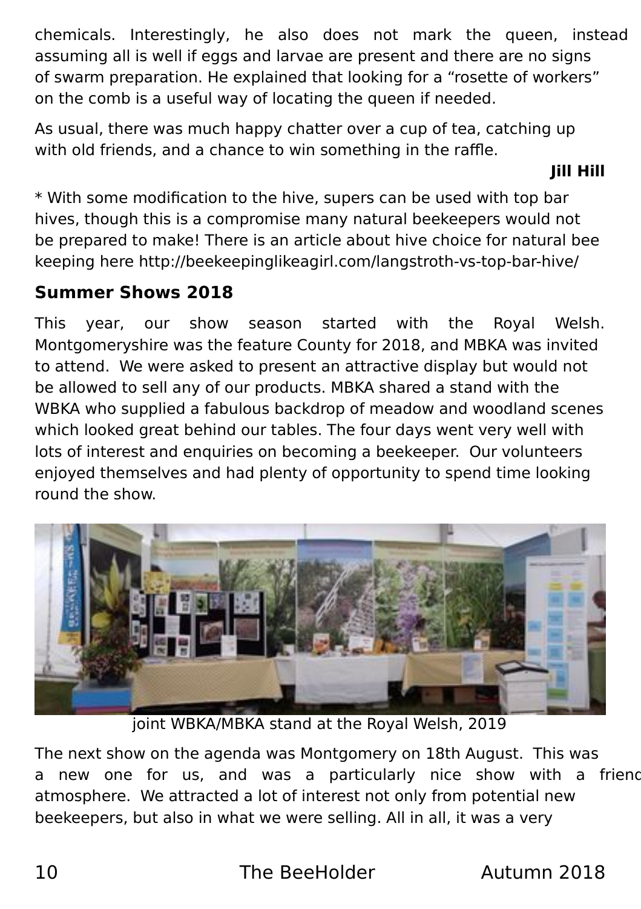chemicals. Interestingly, he also does not mark the queen, instead assuming all is well if eggs and larvae are present and there are no signs of swarm preparation. He explained that looking for a "rosette of workers" on the comb is a useful way of locating the queen if needed.

As usual, there was much happy chatter over a cup of tea, catching up with old friends, and a chance to win something in the raffle.

**Jill Hill**

* With some modification to the hive, supers can be used with top bar hives, though this is a compromise many natural beekeepers would not be prepared to make! There is an article about hive choice for natural bee keeping here http://beekeepinglikeagirl.com/langstroth-vs-top-bar-hive/

## Summer Shows 2018

This year, our show season started with the Royal Welsh. Montgomeryshire was the feature County for 2018, and MBKA was invited to attend. We were asked to present an attractive display but would not be allowed to sell any of our products. MBKA shared a stand with the WBKA who supplied a fabulous backdrop of meadow and woodland scenes which looked great behind our tables. The four days went very well with lots of interest and enquiries on becoming a beekeeper. Our volunteers enjoyed themselves and had plenty of opportunity to spend time looking round the show.

joint WBKA/MBKA stand at the Royal Welsh, 2019

The next show on the agenda was Montgomery on 18th August. This was a new one for us, and was a particularly nice show with a friend atmosphere. We attracted a lot of interest not only from potential new beekeepers, but also in what we were selling. All in all, it was a very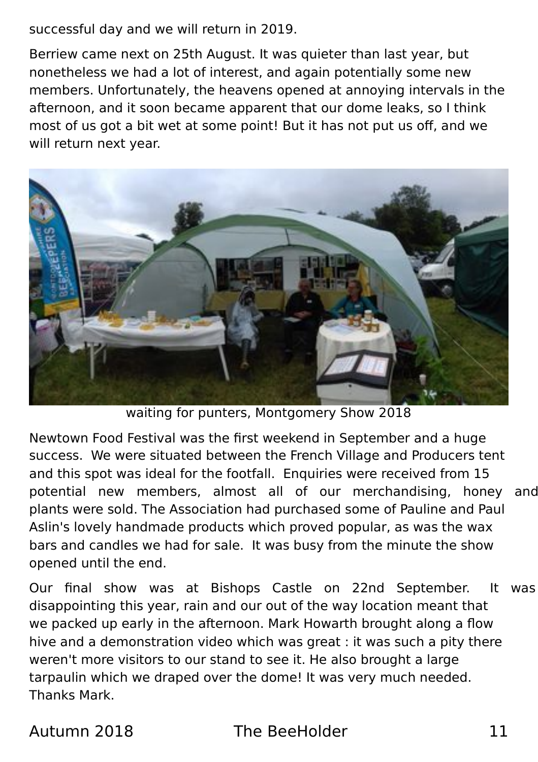successful day and we will return in 2019.

Berriew came next on 25th August. It was quieter than last year, but nonetheless we had a lot of interest, and again potentially some new members. Unfortunately, the heavens opened at annoying intervals in the afternoon, and it soon became apparent that our dome leaks, so I think most of us got a bit wet at some point! But it has not put us off, and we will return next year.

waiting for punters, Montgomery Show 2018

Newtown Food Festival was the first weekend in September and a huge success. We were situated between the French Village and Producers tent and this spot was ideal for the footfall. Enquiries were received from 15 potential new members, almost all of our merchandising, honey and plants were sold. The Association had purchased some of Pauline and Paul Aslin's lovely handmade products which proved popular, as was the wax bars and candles we had for sale. It was busy from the minute the show opened until the end.

Our final show was at Bishops Castle on 22nd September. It was disappointing this year, rain and our out of the way location meant that we packed up early in the afternoon. Mark Howarth brought along a flow hive and a demonstration video which was great : it was such a pity there weren't more visitors to our stand to see it. He also brought a large tarpaulin which we draped over the dome! It was very much needed. Thanks Mark.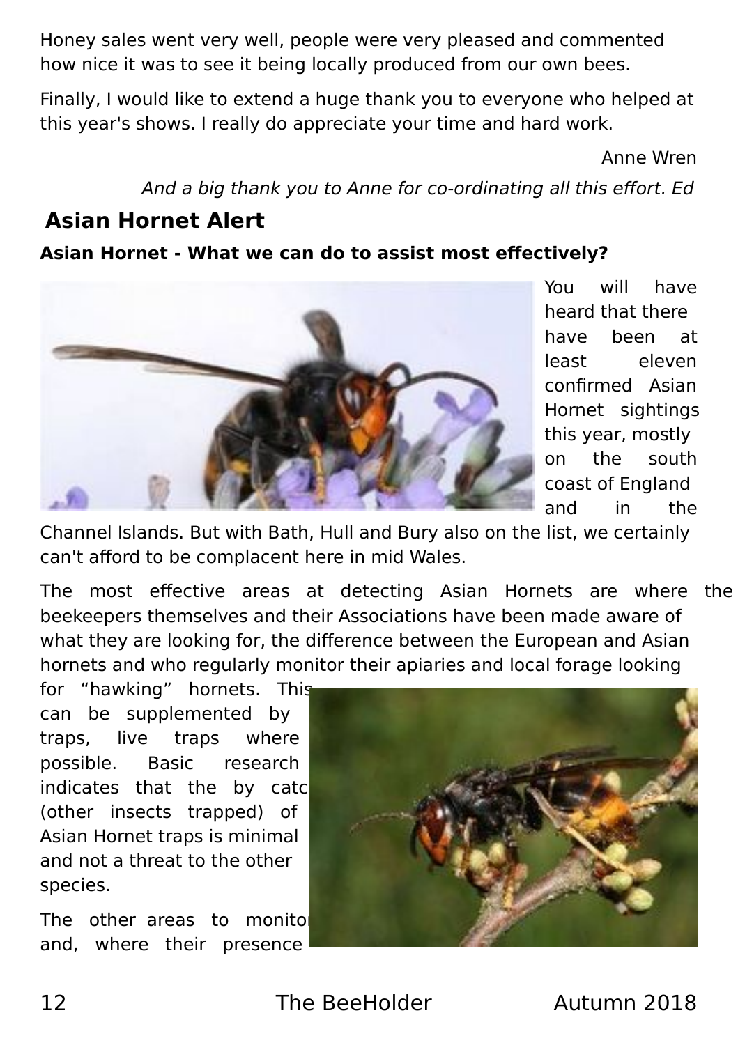Honey sales went very well, people were very pleased and commented how nice it was to see it being locally produced from our own bees.

Finally, I would like to extend a huge thank you to everyone who helped at this year's shows. I really do appreciate your time and hard work.

Anne Wren

*And a big thank you to Anne for co-ordinating all this effort. Ed*

## Asian Hornet Alert

### Asian Hornet - What we can do to assist most effectively?

You will have heard that there have been at least eleven confirmed Asian Hornet sightings this year, mostly on the south coast of England and in the Channel Islands. But with Bath, Hull and Bury also on the list, we certainly can't afford to be complacent here in mid Wales.

The most effective areas at detecting Asian Hornets are where the beekeepers themselves and their Associations have been made aware of what they are looking for, the difference between the European and Asian hornets and who regularly monitor their apiaries and local forage looking for "hawking" hornets. This can be supplemented by traps, live traps where possible. Basic research indicates that the by catc (other insects trapped) of Asian Hornet traps is minimal and not a threat to the other species.

The other areas to monitor and, where their presence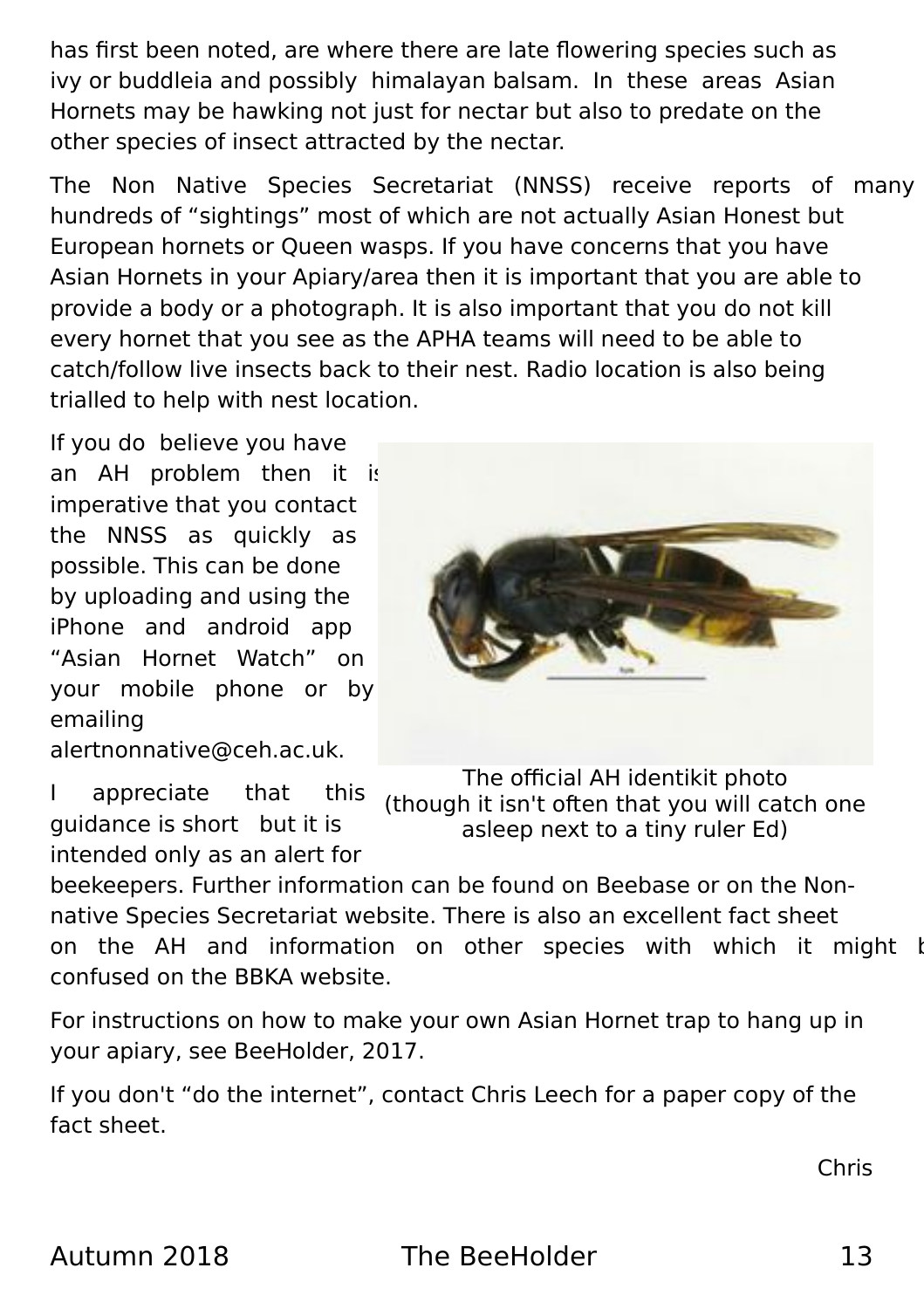has first been noted, are where there are late flowering species such as ivy or buddleia and possibly himalayan balsam. In these areas Asian Hornets may be hawking not just for nectar but also to predate on the other species of insect attracted by the nectar.

The Non Native Species Secretariat (NNSS) receive reports of many hundreds of "sightings" most of which are not actually Asian Honest but European hornets or Queen wasps. If you have concerns that you have Asian Hornets in your Apiary/area then it is important that you are able to provide a body or a photograph. It is also important that you do not kill every hornet that you see as the APHA teams will need to be able to catch/follow live insects back to their nest. Radio location is also being trialled to help with nest location.

If you do believe you have an AH problem then it is imperative that you contact the NNSS as quickly as possible. This can be done by uploading and using the iPhone and android app "Asian Hornet Watch" on your mobile phone or by emailing alertnonnative@ceh.ac.uk.

The official AH identikit photo (though it isn't often that you will catch one asleep next to a tiny ruler Ed)

I appreciate that this guidance is short but it is intended only as an alert for beekeepers. Further information can be found on Beebase or on the Non-native Species Secretariat website. There is also an excellent fact sheet on the AH and information on other species with which it might be confused on the BBKA website.

For instructions on how to make your own Asian Hornet trap to hang up in your apiary, see BeeHolder, 2017.

If you don't "do the internet", contact Chris Leech for a paper copy of the fact sheet.

Chris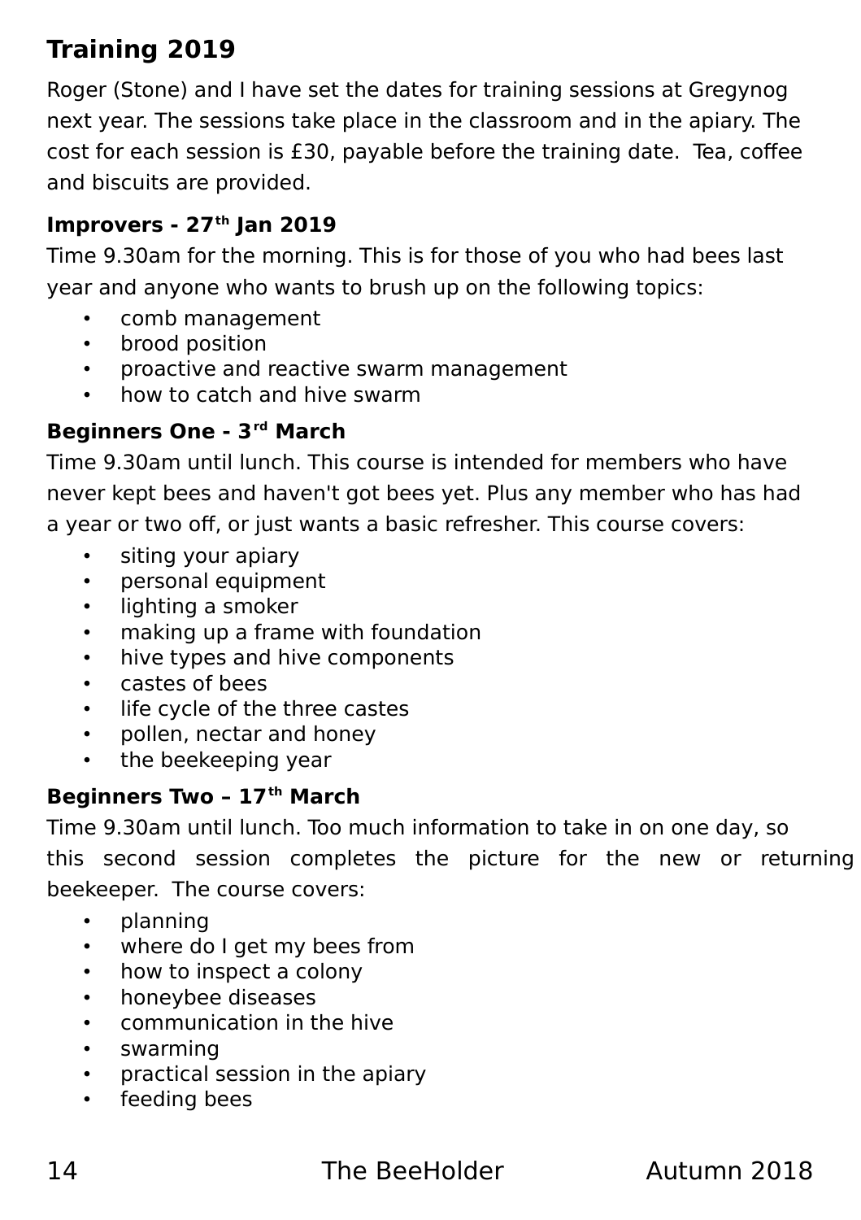## Training 2019

Roger (Stone) and I have set the dates for training sessions at Gregynog next year. The sessions take place in the classroom and in the apiary. The cost for each session is £30, payable before the training date. Tea, coffee and biscuits are provided.

### Improvers - 27th Jan 2019

Time 9.30am for the morning. This is for those of you who had bees last year and anyone who wants to brush up on the following topics:

- comb management
- brood position
- proactive and reactive swarm management
- how to catch and hive swarm

### Beginners One - 3rd March

Time 9.30am until lunch. This course is intended for members who have never kept bees and haven't got bees yet. Plus any member who has had a year or two off, or just wants a basic refresher. This course covers:

- siting your apiary
- personal equipment
- lighting a smoker
- making up a frame with foundation
- hive types and hive components
- castes of bees
- life cycle of the three castes
- pollen, nectar and honey
- the beekeeping year

### Beginners Two – 17th March

Time 9.30am until lunch. Too much information to take in on one day, so this second session completes the picture for the new or returning beekeeper. The course covers:

- planning
- where do I get my bees from
- how to inspect a colony
- honeybee diseases
- communication in the hive
- swarming
- practical session in the apiary
- feeding bees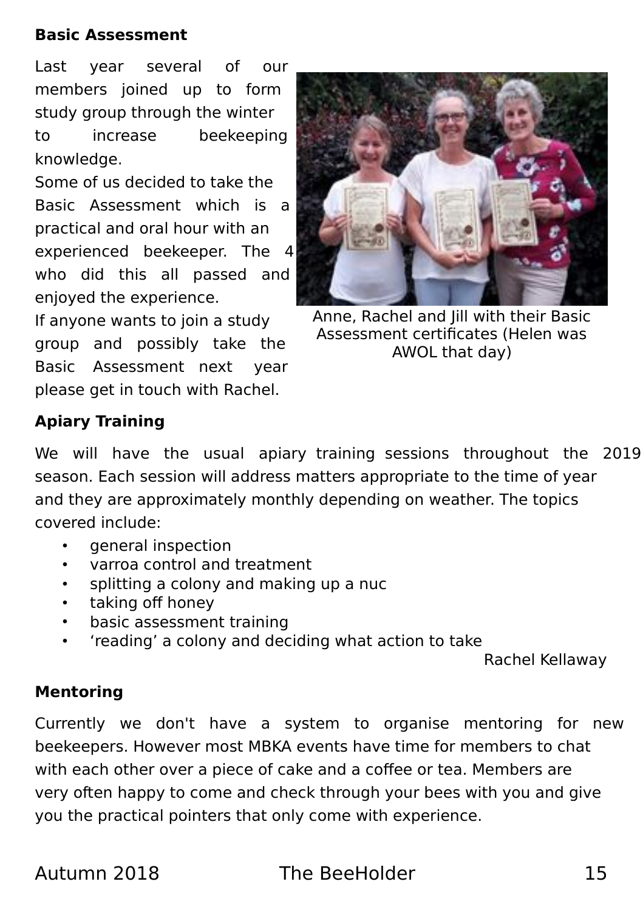**Basic Assessment**

Last year several of our members joined up to form study group through the winter to increase beekeeping knowledge.

Some of us decided to take the Basic Assessment which is a practical and oral hour with an experienced beekeeper. The 4 who did this all passed and enjoyed the experience.

If anyone wants to join a study group and possibly take the Basic Assessment next year please get in touch with Rachel.

Anne, Rachel and Jill with their Basic Assessment certificates (Helen was AWOL that day)

**Apiary Training**

We will have the usual apiary training sessions throughout the 2019 season. Each session will address matters appropriate to the time of year and they are approximately monthly depending on weather. The topics covered include:

- general inspection
- varroa control and treatment
- splitting a colony and making up a nuc
- taking off honey
- basic assessment training
- ‘reading’ a colony and deciding what action to take

Rachel Kellaway

**Mentoring**

Currently we don't have a system to organise mentoring for new beekeepers. However most MBKA events have time for members to chat with each other over a piece of cake and a coffee or tea. Members are very often happy to come and check through your bees with you and give you the practical pointers that only come with experience.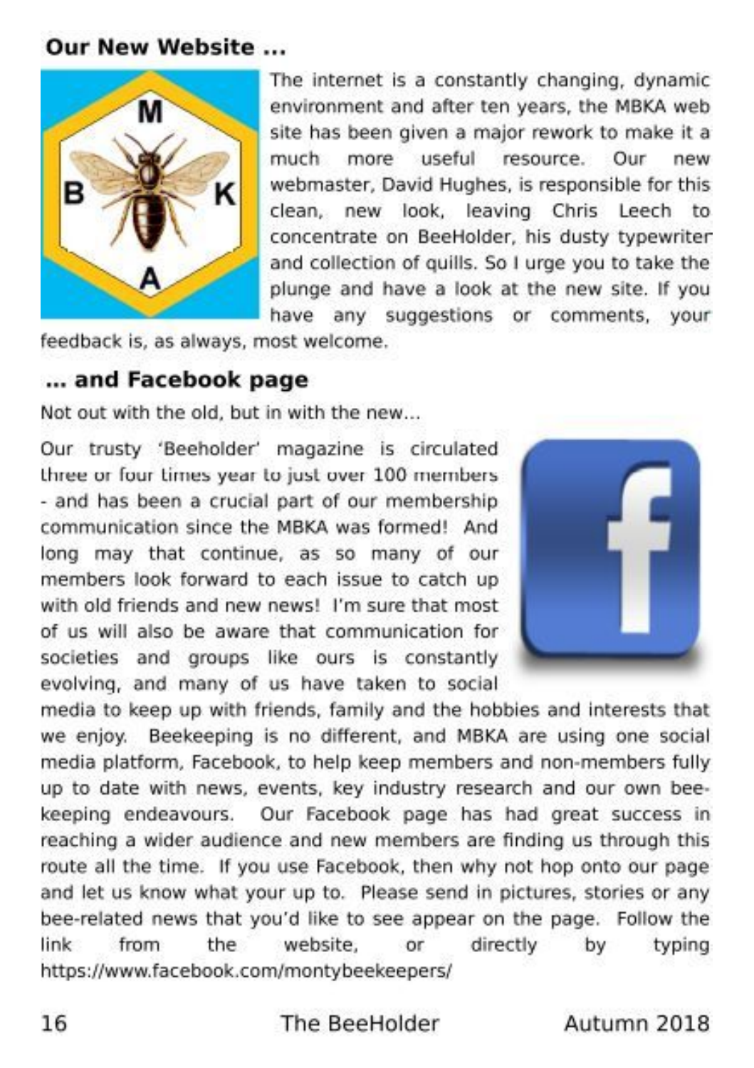## Our New Website ...

The internet is a constantly changing, dynamic environment and after ten years, the MBKA web site has been given a major rework to make it a much more useful resource. Our new webmaster, David Hughes, is responsible for this clean, new look, leaving Chris Leech to concentrate on BeeHolder, his dusty typewriter and collection of quills. So I urge you to take the plunge and have a look at the new site. If you have any suggestions or comments, your feedback is, as always, most welcome.

## ... and Facebook page

Not out with the old, but in with the new...

Our trusty 'Beeholder' magazine is circulated three or four times year to just over 100 members - and has been a crucial part of our membership communication since the MBKA was formed! And long may that continue, as so many of our members look forward to each issue to catch up with old friends and new news! I'm sure that most of us will also be aware that communication for societies and groups like ours is constantly evolving, and many of us have taken to social media to keep up with friends, family and the hobbies and interests that we enjoy. Beekeeping is no different, and MBKA are using one social media platform, Facebook, to help keep members and non-members fully up to date with news, events, key industry research and our own bee-keeping endeavours. Our Facebook page has had great success in reaching a wider audience and new members are finding us through this route all the time. If you use Facebook, then why not hop onto our page and let us know what your up to. Please send in pictures, stories or any bee-related news that you'd like to see appear on the page. Follow the link from the website, or directly by typing https://www.facebook.com/montybeekeepers/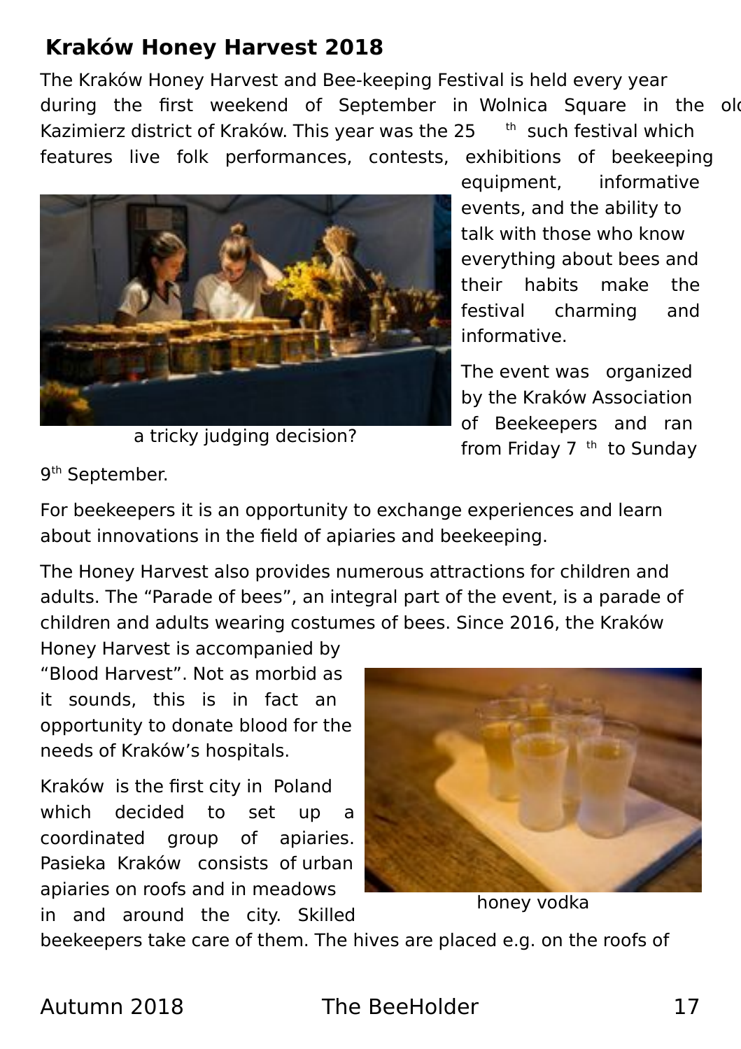## Kraków Honey Harvest 2018

The Kraków Honey Harvest and Bee-keeping Festival is held every year during the first weekend of September in Wolnica Square in the old Kazimierz district of Kraków. This year was the 25th such festival which features live folk performances, contests, exhibitions of beekeeping equipment, informative events, and the ability to talk with those who know everything about bees and their habits make the festival charming and informative.

a tricky judging decision?

The event was organized by the Kraków Association of Beekeepers and ran from Friday 7th to Sunday 9th September.

For beekeepers it is an opportunity to exchange experiences and learn about innovations in the field of apiaries and beekeeping.

The Honey Harvest also provides numerous attractions for children and adults. The "Parade of bees", an integral part of the event, is a parade of children and adults wearing costumes of bees. Since 2016, the Kraków Honey Harvest is accompanied by "Blood Harvest". Not as morbid as it sounds, this is in fact an opportunity to donate blood for the needs of Kraków's hospitals.

honey vodka

Kraków is the first city in Poland which decided to set up a coordinated group of apiaries. Pasieka Kraków consists of urban apiaries on roofs and in meadows in and around the city. Skilled beekeepers take care of them. The hives are placed e.g. on the roofs of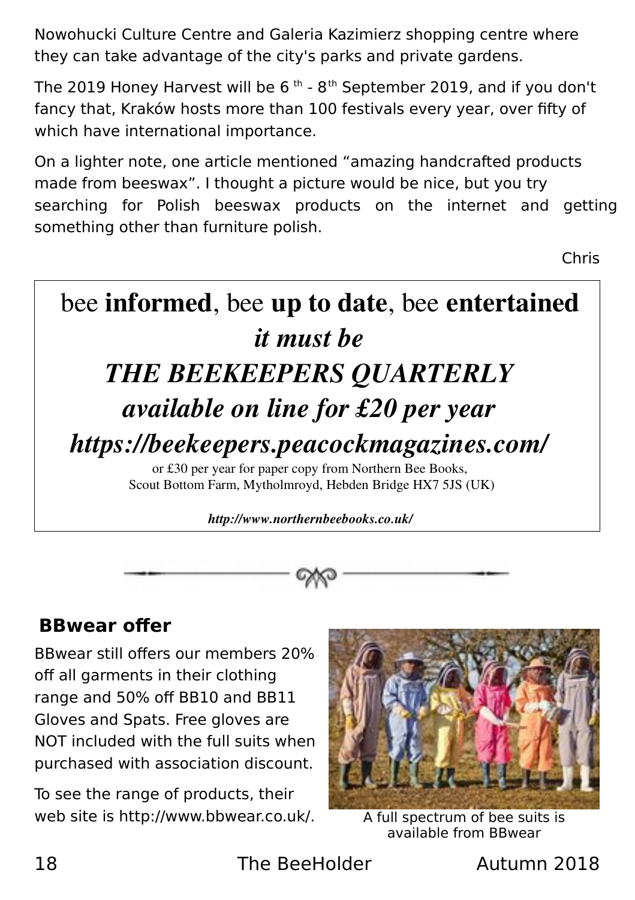Nowohucki Culture Centre and Galeria Kazimierz shopping centre where they can take advantage of the city's parks and private gardens.

The 2019 Honey Harvest will be 6th - 8th September 2019, and if you don't fancy that, Kraków hosts more than 100 festivals every year, over fifty of which have international importance.

On a lighter note, one article mentioned "amazing handcrafted products made from beeswax". I thought a picture would be nice, but you try searching for Polish beeswax products on the internet and getting something other than furniture polish.

Chris

---

bee **informed**, bee **up to date**, bee **entertained**

***it must be***

***THE BEEKEEPERS QUARTERLY***

***available on line for £20 per year***

***https://beekeepers.peacockmagazines.com/***

or £30 per year for paper copy from Northern Bee Books, Scout Bottom Farm, Mytholmroyd, Hebden Bridge HX7 5JS (UK)

***http://www.northernbeebooks.co.uk/***

---

## BBwear offer

BBwear still offers our members 20% off all garments in their clothing range and 50% off BB10 and BB11 Gloves and Spats. Free gloves are NOT included with the full suits when purchased with association discount.

To see the range of products, their web site is http://www.bbwear.co.uk/.

A full spectrum of bee suits is available from BBwear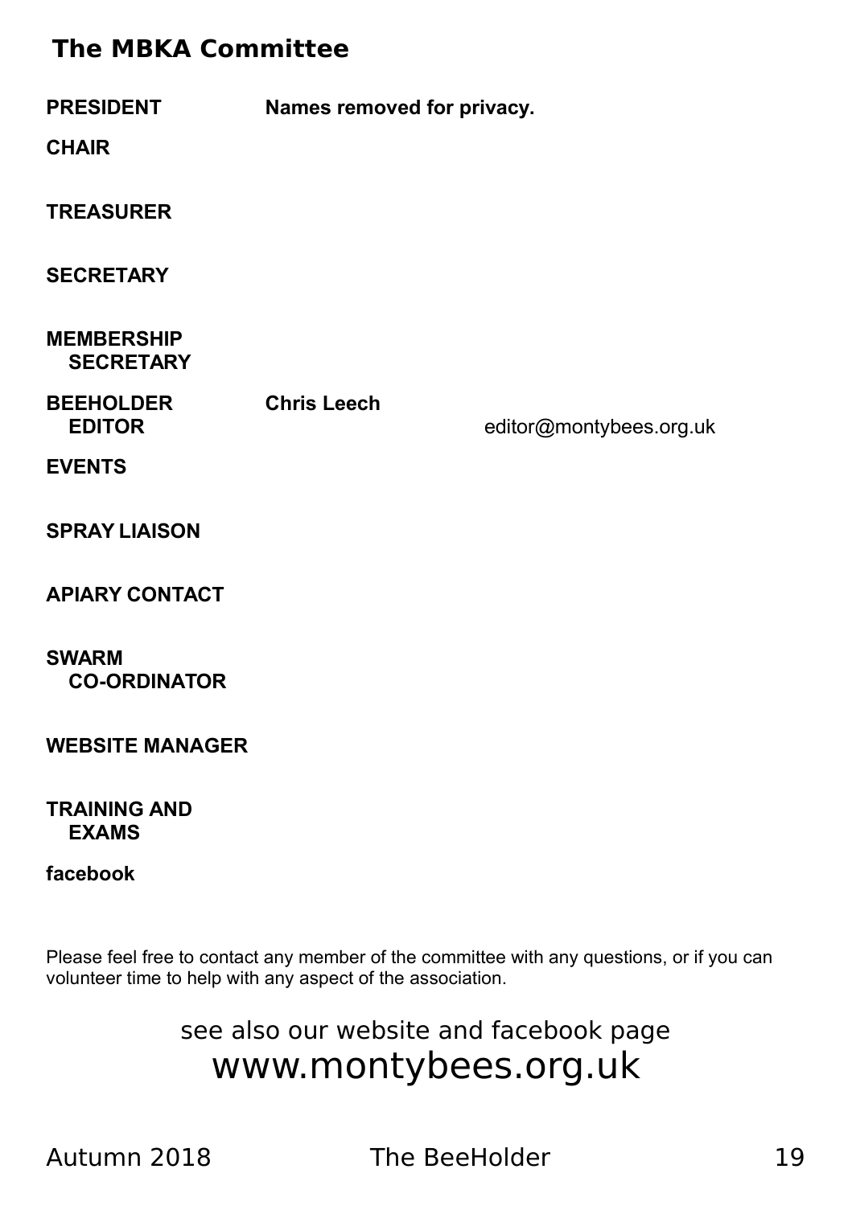## The MBKA Committee

| | | |
|---|---|---|
| **PRESIDENT** | **Names removed for privacy.** | |
| **CHAIR** | | |
| **TREASURER** | | |
| **SECRETARY** | | |
| **MEMBERSHIP SECRETARY** | | |
| **BEEHOLDER EDITOR** | **Chris Leech** | editor@montybees.org.uk |
| **EVENTS** | | |
| **SPRAY LIAISON** | | |
| **APIARY CONTACT** | | |
| **SWARM CO-ORDINATOR** | | |
| **WEBSITE MANAGER** | | |
| **TRAINING AND EXAMS** | | |
| **facebook** | | |

Please feel free to contact any member of the committee with any questions, or if you can volunteer time to help with any aspect of the association.

see also our website and facebook page
www.montybees.org.uk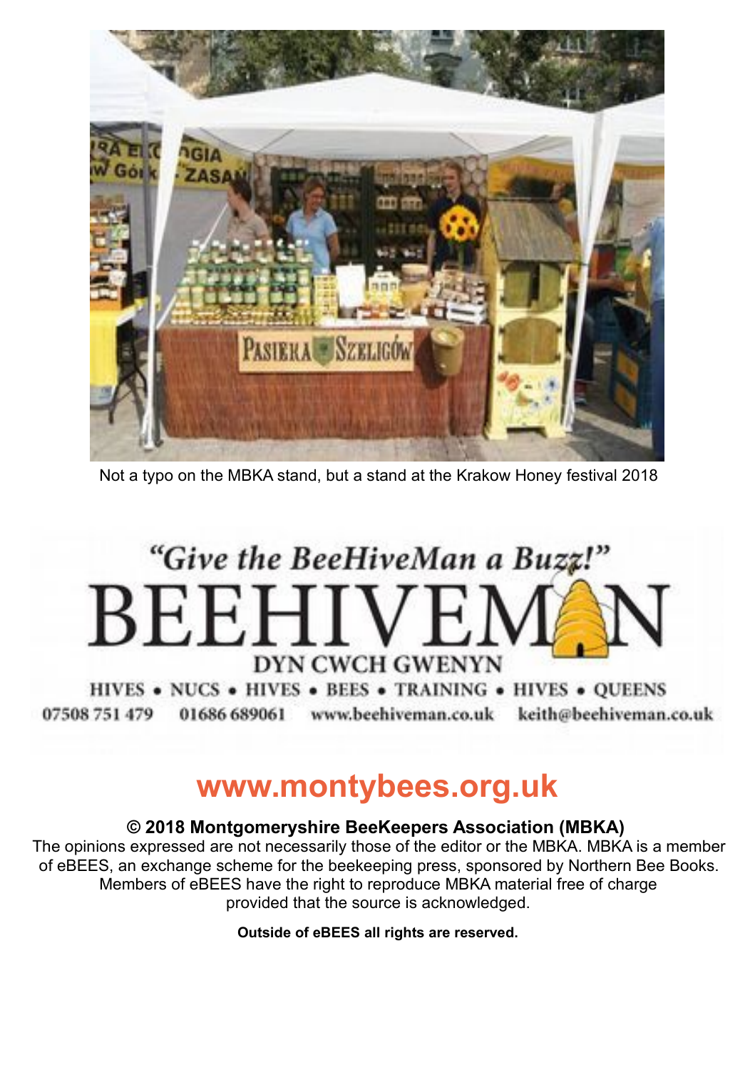Not a typo on the MBKA stand, but a stand at the Krakow Honey festival 2018

"Give the BeeHiveMan a Buzz!"

BEEHIVEMAN

DYN CWCH GWENYN

HIVES • NUCS • HIVES • BEES • TRAINING • HIVES • QUEENS

07508 751 479 01686 689061 www.beehiveman.co.uk keith@beehiveman.co.uk

## www.montybees.org.uk

**© 2018 Montgomeryshire BeeKeepers Association (MBKA)**

The opinions expressed are not necessarily those of the editor or the MBKA. MBKA is a member of eBEES, an exchange scheme for the beekeeping press, sponsored by Northern Bee Books. Members of eBEES have the right to reproduce MBKA material free of charge provided that the source is acknowledged.

**Outside of eBEES all rights are reserved.**